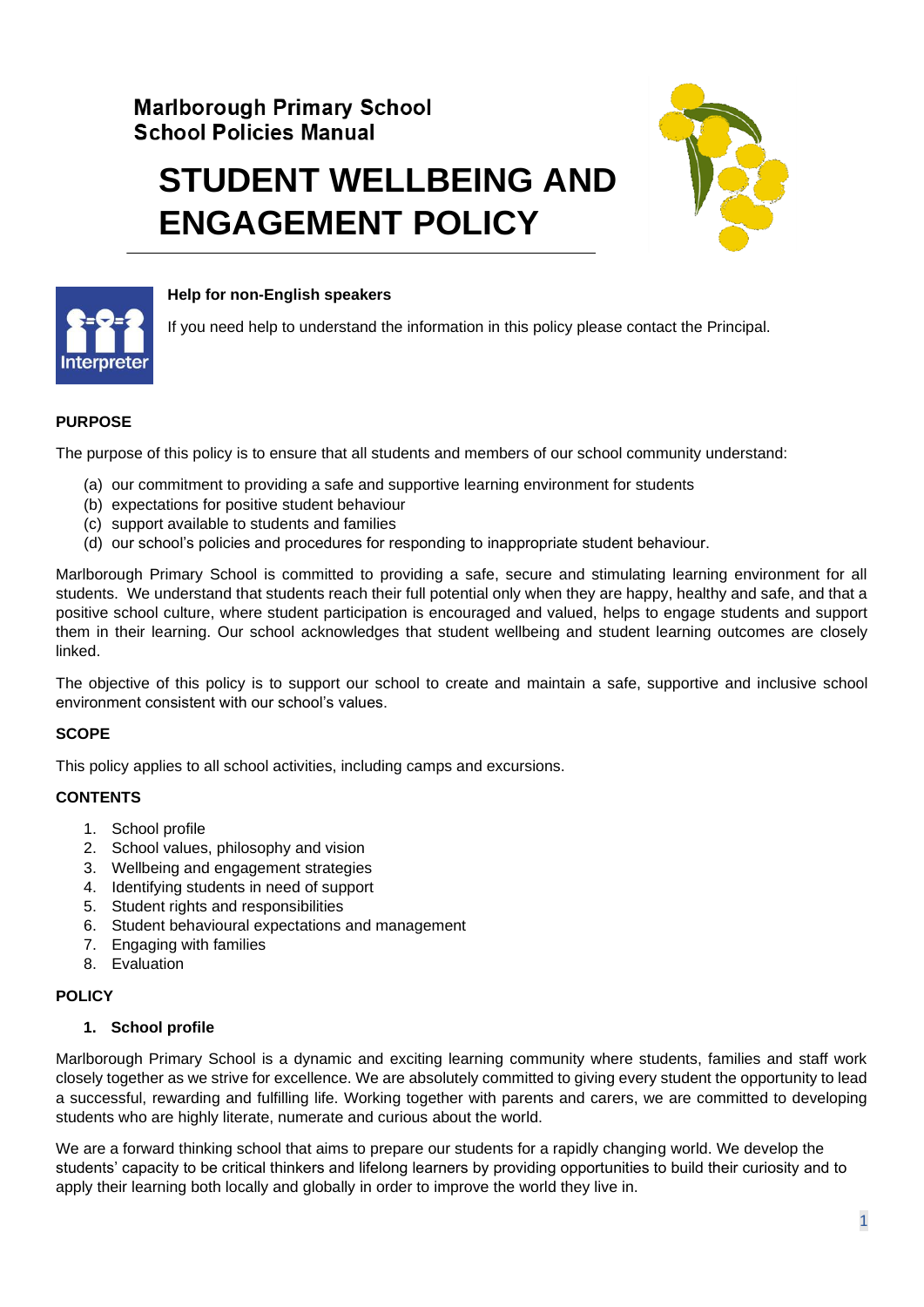Marlborough Primary School
School Policies Manual

# STUDENT WELLBEING AND ENGAGEMENT POLICY

**Help for non-English speakers**

If you need help to understand the information in this policy please contact the Principal.

## PURPOSE

The purpose of this policy is to ensure that all students and members of our school community understand:

(a) our commitment to providing a safe and supportive learning environment for students
(b) expectations for positive student behaviour
(c) support available to students and families
(d) our school's policies and procedures for responding to inappropriate student behaviour.

Marlborough Primary School is committed to providing a safe, secure and stimulating learning environment for all students. We understand that students reach their full potential only when they are happy, healthy and safe, and that a positive school culture, where student participation is encouraged and valued, helps to engage students and support them in their learning. Our school acknowledges that student wellbeing and student learning outcomes are closely linked.

The objective of this policy is to support our school to create and maintain a safe, supportive and inclusive school environment consistent with our school's values.

## SCOPE

This policy applies to all school activities, including camps and excursions.

## CONTENTS

1. School profile
2. School values, philosophy and vision
3. Wellbeing and engagement strategies
4. Identifying students in need of support
5. Student rights and responsibilities
6. Student behavioural expectations and management
7. Engaging with families
8. Evaluation

## POLICY

### 1. School profile

Marlborough Primary School is a dynamic and exciting learning community where students, families and staff work closely together as we strive for excellence. We are absolutely committed to giving every student the opportunity to lead a successful, rewarding and fulfilling life. Working together with parents and carers, we are committed to developing students who are highly literate, numerate and curious about the world.

We are a forward thinking school that aims to prepare our students for a rapidly changing world. We develop the students' capacity to be critical thinkers and lifelong learners by providing opportunities to build their curiosity and to apply their learning both locally and globally in order to improve the world they live in.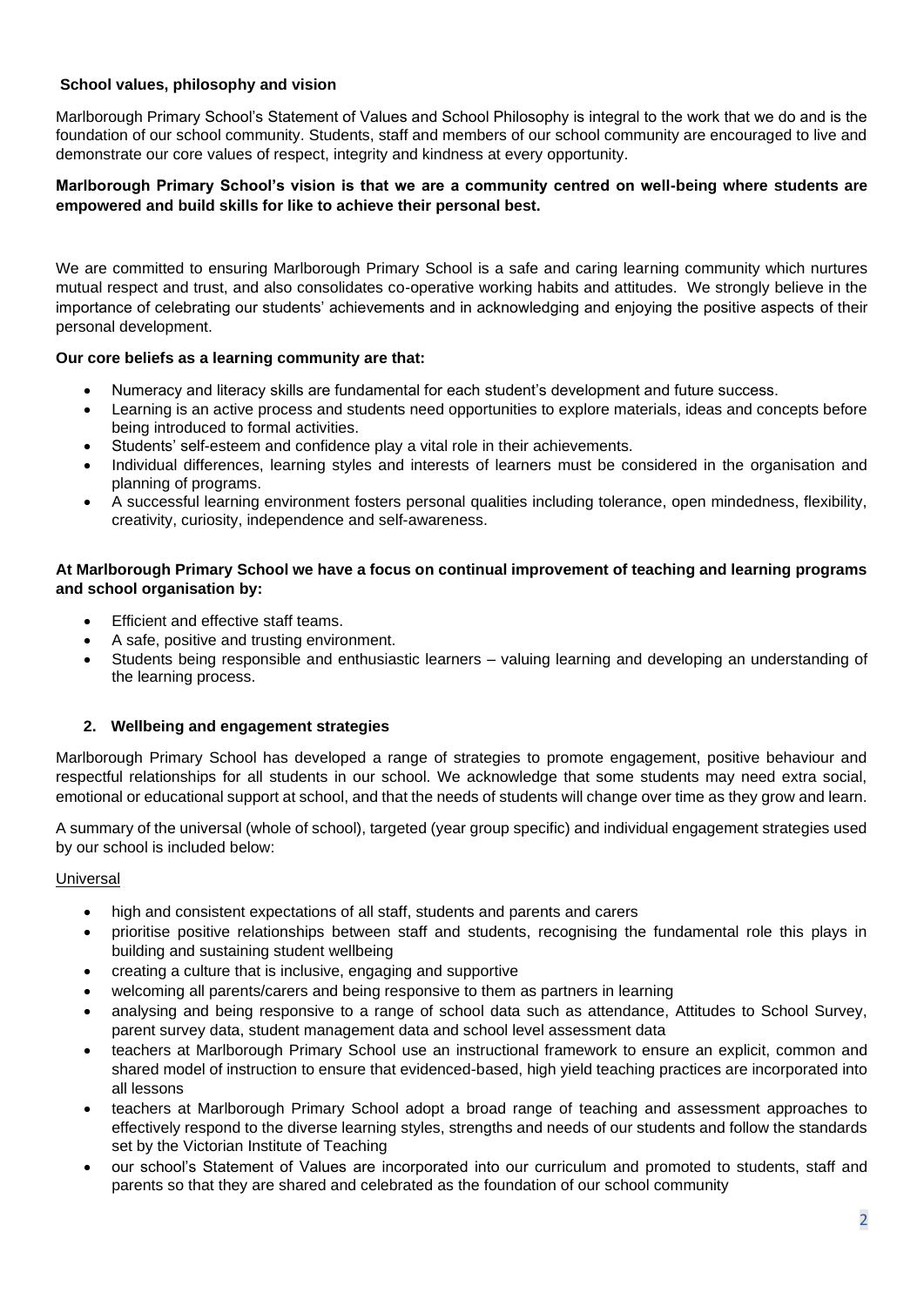**School values, philosophy and vision**

Marlborough Primary School's Statement of Values and School Philosophy is integral to the work that we do and is the foundation of our school community. Students, staff and members of our school community are encouraged to live and demonstrate our core values of respect, integrity and kindness at every opportunity.

**Marlborough Primary School's vision is that we are a community centred on well-being where students are empowered and build skills for like to achieve their personal best.**

We are committed to ensuring Marlborough Primary School is a safe and caring learning community which nurtures mutual respect and trust, and also consolidates co-operative working habits and attitudes. We strongly believe in the importance of celebrating our students' achievements and in acknowledging and enjoying the positive aspects of their personal development.

**Our core beliefs as a learning community are that:**

- Numeracy and literacy skills are fundamental for each student's development and future success.
- Learning is an active process and students need opportunities to explore materials, ideas and concepts before being introduced to formal activities.
- Students' self-esteem and confidence play a vital role in their achievements.
- Individual differences, learning styles and interests of learners must be considered in the organisation and planning of programs.
- A successful learning environment fosters personal qualities including tolerance, open mindedness, flexibility, creativity, curiosity, independence and self-awareness.

**At Marlborough Primary School we have a focus on continual improvement of teaching and learning programs and school organisation by:**

- Efficient and effective staff teams.
- A safe, positive and trusting environment.
- Students being responsible and enthusiastic learners – valuing learning and developing an understanding of the learning process.

## 2. Wellbeing and engagement strategies

Marlborough Primary School has developed a range of strategies to promote engagement, positive behaviour and respectful relationships for all students in our school. We acknowledge that some students may need extra social, emotional or educational support at school, and that the needs of students will change over time as they grow and learn.

A summary of the universal (whole of school), targeted (year group specific) and individual engagement strategies used by our school is included below:

Universal

- high and consistent expectations of all staff, students and parents and carers
- prioritise positive relationships between staff and students, recognising the fundamental role this plays in building and sustaining student wellbeing
- creating a culture that is inclusive, engaging and supportive
- welcoming all parents/carers and being responsive to them as partners in learning
- analysing and being responsive to a range of school data such as attendance, Attitudes to School Survey, parent survey data, student management data and school level assessment data
- teachers at Marlborough Primary School use an instructional framework to ensure an explicit, common and shared model of instruction to ensure that evidenced-based, high yield teaching practices are incorporated into all lessons
- teachers at Marlborough Primary School adopt a broad range of teaching and assessment approaches to effectively respond to the diverse learning styles, strengths and needs of our students and follow the standards set by the Victorian Institute of Teaching
- our school's Statement of Values are incorporated into our curriculum and promoted to students, staff and parents so that they are shared and celebrated as the foundation of our school community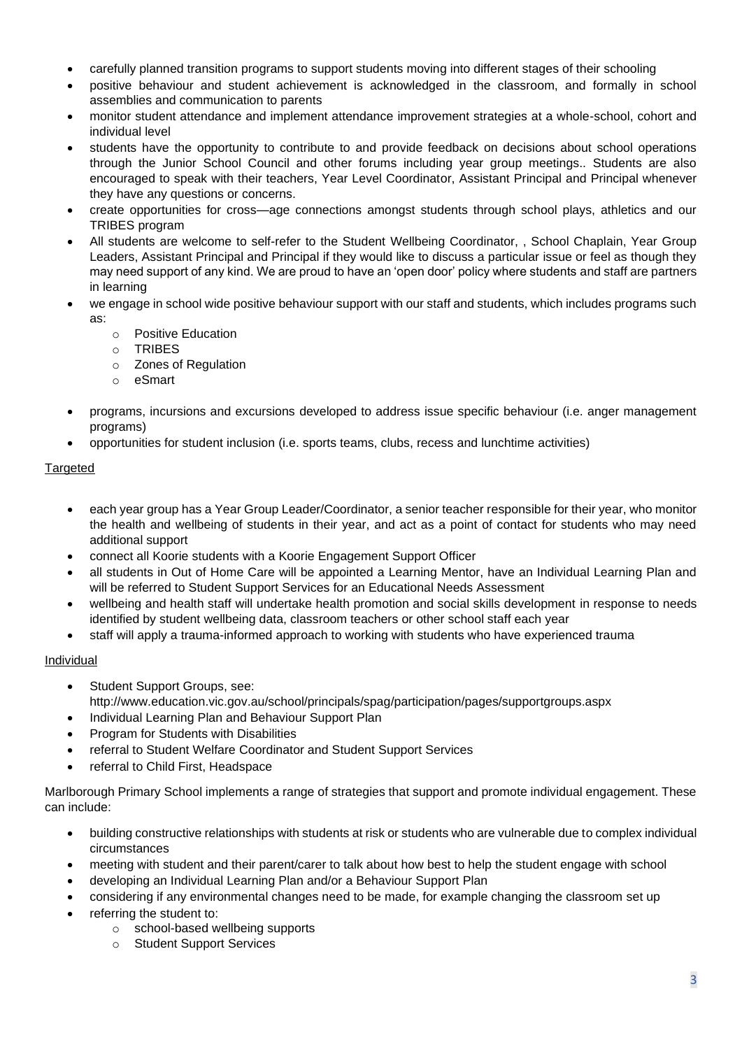- carefully planned transition programs to support students moving into different stages of their schooling
- positive behaviour and student achievement is acknowledged in the classroom, and formally in school assemblies and communication to parents
- monitor student attendance and implement attendance improvement strategies at a whole-school, cohort and individual level
- students have the opportunity to contribute to and provide feedback on decisions about school operations through the Junior School Council and other forums including year group meetings.. Students are also encouraged to speak with their teachers, Year Level Coordinator, Assistant Principal and Principal whenever they have any questions or concerns.
- create opportunities for cross—age connections amongst students through school plays, athletics and our TRIBES program
- All students are welcome to self-refer to the Student Wellbeing Coordinator, , School Chaplain, Year Group Leaders, Assistant Principal and Principal if they would like to discuss a particular issue or feel as though they may need support of any kind. We are proud to have an 'open door' policy where students and staff are partners in learning
- we engage in school wide positive behaviour support with our staff and students, which includes programs such as:
    - Positive Education
    - TRIBES
    - Zones of Regulation
    - eSmart
- programs, incursions and excursions developed to address issue specific behaviour (i.e. anger management programs)
- opportunities for student inclusion (i.e. sports teams, clubs, recess and lunchtime activities)

Targeted

- each year group has a Year Group Leader/Coordinator, a senior teacher responsible for their year, who monitor the health and wellbeing of students in their year, and act as a point of contact for students who may need additional support
- connect all Koorie students with a Koorie Engagement Support Officer
- all students in Out of Home Care will be appointed a Learning Mentor, have an Individual Learning Plan and will be referred to Student Support Services for an Educational Needs Assessment
- wellbeing and health staff will undertake health promotion and social skills development in response to needs identified by student wellbeing data, classroom teachers or other school staff each year
- staff will apply a trauma-informed approach to working with students who have experienced trauma

Individual

- Student Support Groups, see: http://www.education.vic.gov.au/school/principals/spag/participation/pages/supportgroups.aspx
- Individual Learning Plan and Behaviour Support Plan
- Program for Students with Disabilities
- referral to Student Welfare Coordinator and Student Support Services
- referral to Child First, Headspace

Marlborough Primary School implements a range of strategies that support and promote individual engagement. These can include:

- building constructive relationships with students at risk or students who are vulnerable due to complex individual circumstances
- meeting with student and their parent/carer to talk about how best to help the student engage with school
- developing an Individual Learning Plan and/or a Behaviour Support Plan
- considering if any environmental changes need to be made, for example changing the classroom set up
- referring the student to:
    - school-based wellbeing supports
    - Student Support Services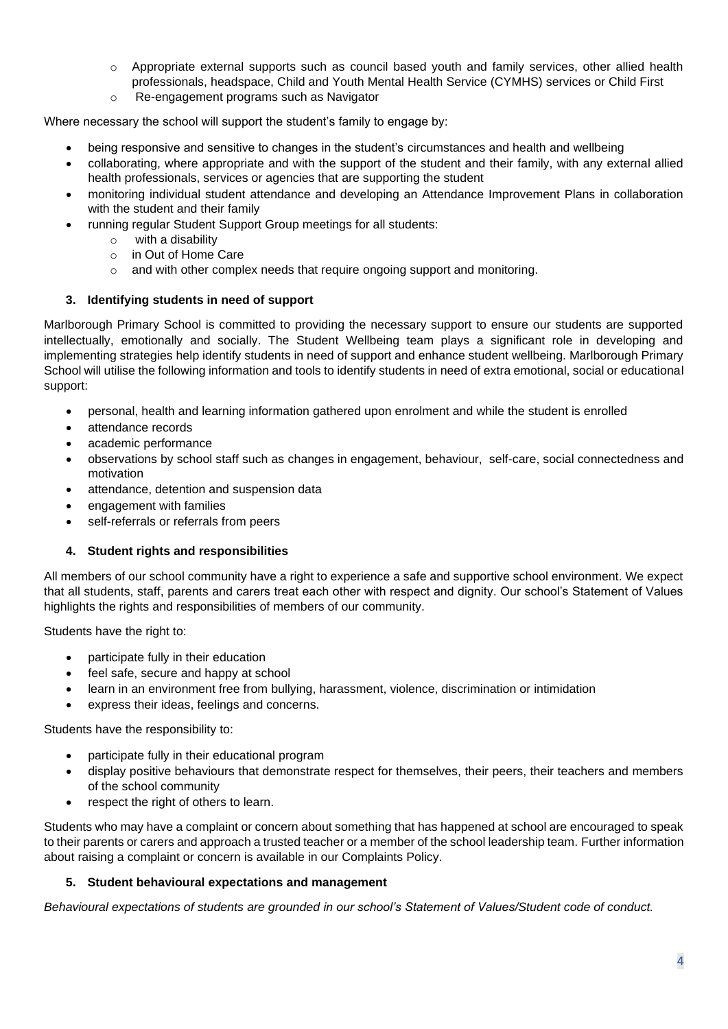- Appropriate external supports such as council based youth and family services, other allied health professionals, headspace, Child and Youth Mental Health Service (CYMHS) services or Child First
- Re-engagement programs such as Navigator

Where necessary the school will support the student's family to engage by:

- being responsive and sensitive to changes in the student's circumstances and health and wellbeing
- collaborating, where appropriate and with the support of the student and their family, with any external allied health professionals, services or agencies that are supporting the student
- monitoring individual student attendance and developing an Attendance Improvement Plans in collaboration with the student and their family
- running regular Student Support Group meetings for all students:
    - with a disability
    - in Out of Home Care
    - and with other complex needs that require ongoing support and monitoring.

### 3. Identifying students in need of support

Marlborough Primary School is committed to providing the necessary support to ensure our students are supported intellectually, emotionally and socially. The Student Wellbeing team plays a significant role in developing and implementing strategies help identify students in need of support and enhance student wellbeing. Marlborough Primary School will utilise the following information and tools to identify students in need of extra emotional, social or educational support:

- personal, health and learning information gathered upon enrolment and while the student is enrolled
- attendance records
- academic performance
- observations by school staff such as changes in engagement, behaviour, self-care, social connectedness and motivation
- attendance, detention and suspension data
- engagement with families
- self-referrals or referrals from peers

### 4. Student rights and responsibilities

All members of our school community have a right to experience a safe and supportive school environment. We expect that all students, staff, parents and carers treat each other with respect and dignity. Our school's Statement of Values highlights the rights and responsibilities of members of our community.

Students have the right to:

- participate fully in their education
- feel safe, secure and happy at school
- learn in an environment free from bullying, harassment, violence, discrimination or intimidation
- express their ideas, feelings and concerns.

Students have the responsibility to:

- participate fully in their educational program
- display positive behaviours that demonstrate respect for themselves, their peers, their teachers and members of the school community
- respect the right of others to learn.

Students who may have a complaint or concern about something that has happened at school are encouraged to speak to their parents or carers and approach a trusted teacher or a member of the school leadership team. Further information about raising a complaint or concern is available in our Complaints Policy.

### 5. Student behavioural expectations and management

*Behavioural expectations of students are grounded in our school's Statement of Values/Student code of conduct.*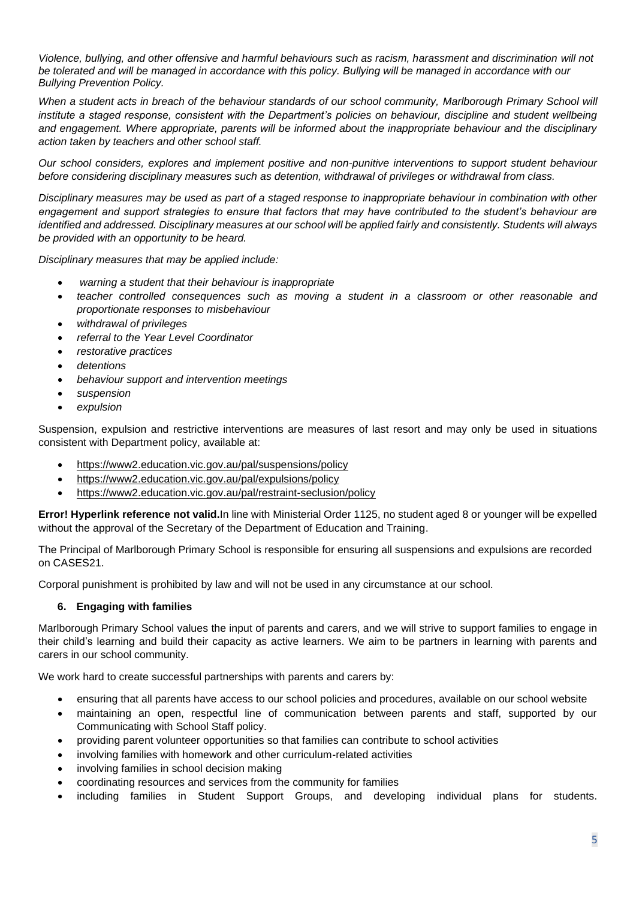*Violence, bullying, and other offensive and harmful behaviours such as racism, harassment and discrimination will not be tolerated and will be managed in accordance with this policy. Bullying will be managed in accordance with our Bullying Prevention Policy.*

*When a student acts in breach of the behaviour standards of our school community, Marlborough Primary School will institute a staged response, consistent with the Department's policies on behaviour, discipline and student wellbeing and engagement. Where appropriate, parents will be informed about the inappropriate behaviour and the disciplinary action taken by teachers and other school staff.*

*Our school considers, explores and implement positive and non-punitive interventions to support student behaviour before considering disciplinary measures such as detention, withdrawal of privileges or withdrawal from class.*

*Disciplinary measures may be used as part of a staged response to inappropriate behaviour in combination with other engagement and support strategies to ensure that factors that may have contributed to the student's behaviour are identified and addressed. Disciplinary measures at our school will be applied fairly and consistently. Students will always be provided with an opportunity to be heard.*

*Disciplinary measures that may be applied include:*

- *warning a student that their behaviour is inappropriate*
- *teacher controlled consequences such as moving a student in a classroom or other reasonable and proportionate responses to misbehaviour*
- *withdrawal of privileges*
- *referral to the Year Level Coordinator*
- *restorative practices*
- *detentions*
- *behaviour support and intervention meetings*
- *suspension*
- *expulsion*

Suspension, expulsion and restrictive interventions are measures of last resort and may only be used in situations consistent with Department policy, available at:

- https://www2.education.vic.gov.au/pal/suspensions/policy
- https://www2.education.vic.gov.au/pal/expulsions/policy
- https://www2.education.vic.gov.au/pal/restraint-seclusion/policy

**Error! Hyperlink reference not valid.**In line with Ministerial Order 1125, no student aged 8 or younger will be expelled without the approval of the Secretary of the Department of Education and Training.

The Principal of Marlborough Primary School is responsible for ensuring all suspensions and expulsions are recorded on CASES21.

Corporal punishment is prohibited by law and will not be used in any circumstance at our school.

### 6. Engaging with families

Marlborough Primary School values the input of parents and carers, and we will strive to support families to engage in their child's learning and build their capacity as active learners. We aim to be partners in learning with parents and carers in our school community.

We work hard to create successful partnerships with parents and carers by:

- ensuring that all parents have access to our school policies and procedures, available on our school website
- maintaining an open, respectful line of communication between parents and staff, supported by our Communicating with School Staff policy.
- providing parent volunteer opportunities so that families can contribute to school activities
- involving families with homework and other curriculum-related activities
- involving families in school decision making
- coordinating resources and services from the community for families
- including families in Student Support Groups, and developing individual plans for students.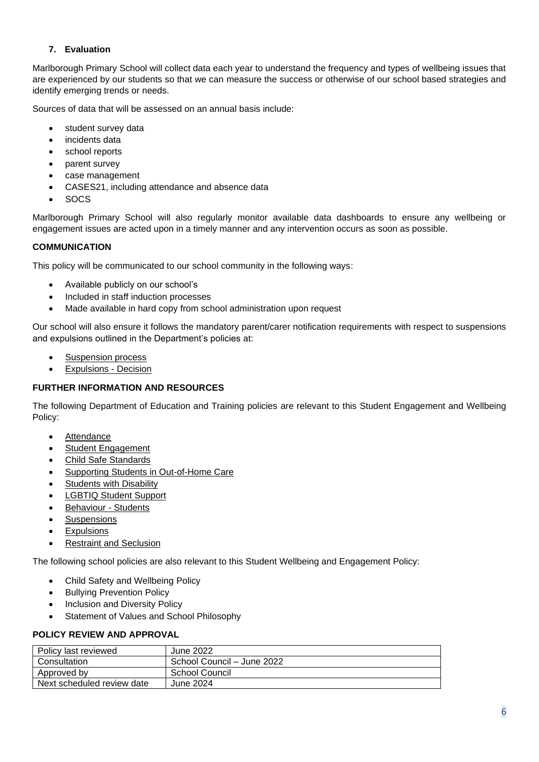### 7. Evaluation

Marlborough Primary School will collect data each year to understand the frequency and types of wellbeing issues that are experienced by our students so that we can measure the success or otherwise of our school based strategies and identify emerging trends or needs.

Sources of data that will be assessed on an annual basis include:

- student survey data
- incidents data
- school reports
- parent survey
- case management
- CASES21, including attendance and absence data
- SOCS

Marlborough Primary School will also regularly monitor available data dashboards to ensure any wellbeing or engagement issues are acted upon in a timely manner and any intervention occurs as soon as possible.

## COMMUNICATION

This policy will be communicated to our school community in the following ways:

- Available publicly on our school's
- Included in staff induction processes
- Made available in hard copy from school administration upon request

Our school will also ensure it follows the mandatory parent/carer notification requirements with respect to suspensions and expulsions outlined in the Department's policies at:

- Suspension process
- Expulsions - Decision

## FURTHER INFORMATION AND RESOURCES

The following Department of Education and Training policies are relevant to this Student Engagement and Wellbeing Policy:

- Attendance
- Student Engagement
- Child Safe Standards
- Supporting Students in Out-of-Home Care
- Students with Disability
- LGBTIQ Student Support
- Behaviour - Students
- Suspensions
- Expulsions
- Restraint and Seclusion

The following school policies are also relevant to this Student Wellbeing and Engagement Policy:

- Child Safety and Wellbeing Policy
- Bullying Prevention Policy
- Inclusion and Diversity Policy
- Statement of Values and School Philosophy

## POLICY REVIEW AND APPROVAL

| | |
|---|---|
| Policy last reviewed | June 2022 |
| Consultation | School Council – June 2022 |
| Approved by | School Council |
| Next scheduled review date | June 2024 |